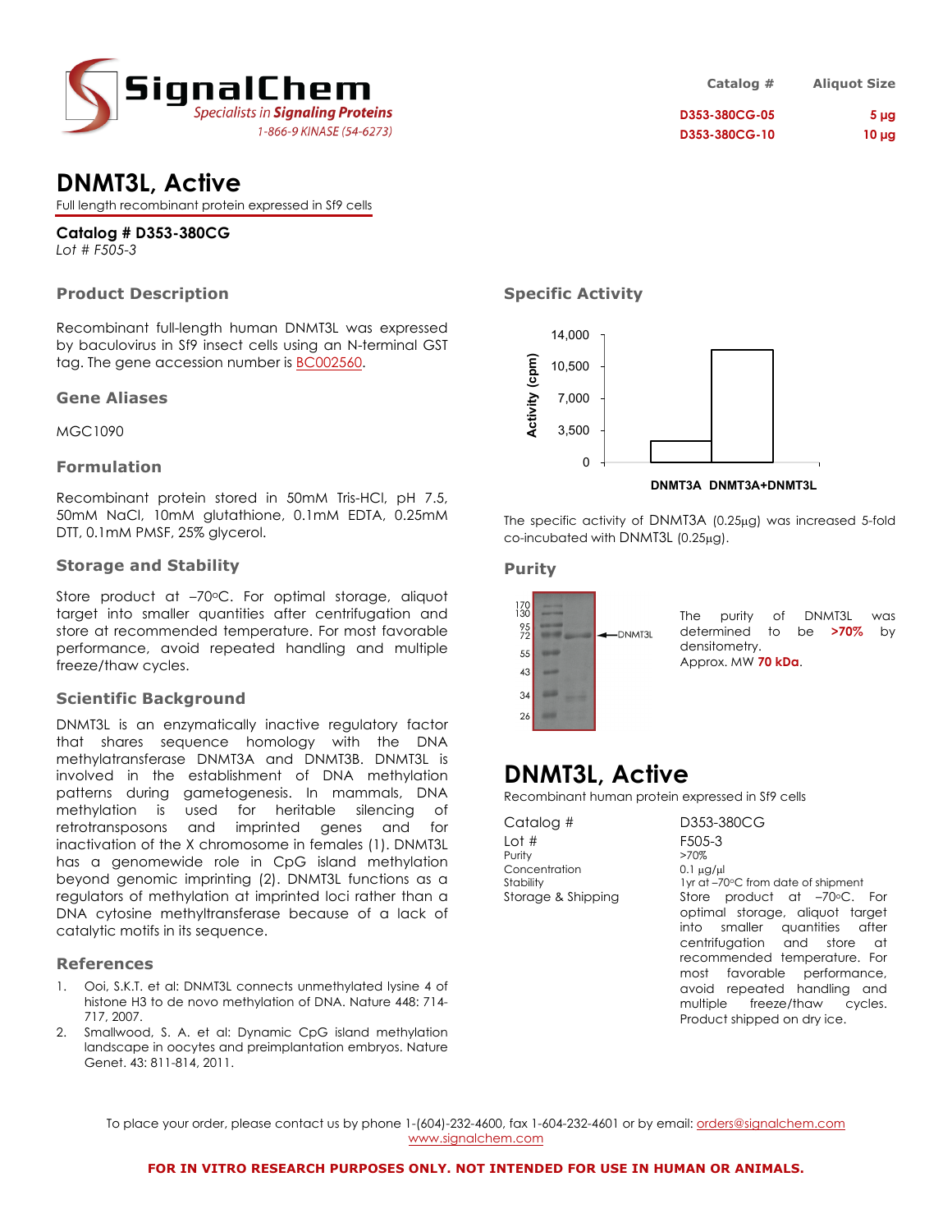# SignalChem

*Specialists in Signaling Proteins*

1-866-9 KINASE (54-6273)

| Catalog # | Aliquot Size |
|---|---|
| D353-380CG-05 | 5 µg |
| D353-380CG-10 | 10 µg |

# DNMT3L, Active

Full length recombinant protein expressed in Sf9 cells

**Catalog # D353-380CG**

*Lot # F505-3*

## Product Description

Recombinant full-length human DNMT3L was expressed by baculovirus in Sf9 insect cells using an N-terminal GST tag. The gene accession number is BC002560.

## Gene Aliases

MGC1090

## Formulation

Recombinant protein stored in 50mM Tris-HCl, pH 7.5, 50mM NaCl, 10mM glutathione, 0.1mM EDTA, 0.25mM DTT, 0.1mM PMSF, 25% glycerol.

## Storage and Stability

Store product at –70ºC. For optimal storage, aliquot target into smaller quantities after centrifugation and store at recommended temperature. For most favorable performance, avoid repeated handling and multiple freeze/thaw cycles.

## Scientific Background

DNMT3L is an enzymatically inactive regulatory factor that shares sequence homology with the DNA methylatransferase DNMT3A and DNMT3B. DNMT3L is involved in the establishment of DNA methylation patterns during gametogenesis. In mammals, DNA methylation is used for heritable silencing of retrotransposons and imprinted genes and for inactivation of the X chromosome in females (1). DNMT3L has a genomewide role in CpG island methylation beyond genomic imprinting (2). DNMT3L functions as a regulators of methylation at imprinted loci rather than a DNA cytosine methyltransferase because of a lack of catalytic motifs in its sequence.

## References

1. Ooi, S.K.T. et al: DNMT3L connects unmethylated lysine 4 of histone H3 to de novo methylation of DNA. Nature 448: 714-717, 2007.
2. Smallwood, S. A. et al: Dynamic CpG island methylation landscape in oocytes and preimplantation embryos. Nature Genet. 43: 811-814, 2011.

## Specific Activity

The specific activity of DNMT3A (0.25µg) was increased 5-fold co-incubated with DNMT3L (0.25µg).

## Purity

The purity of DNMT3L was determined to be **>70%** by densitometry.
Approx. MW **70 kDa**.

# DNMT3L, Active

Recombinant human protein expressed in Sf9 cells

| | |
|---|---|
| Catalog # | D353-380CG |
| Lot # | F505-3 |
| Purity | >70% |
| Concentration | 0.1 µg/µl |
| Stability | 1yr at –70ºC from date of shipment |
| Storage & Shipping | Store product at –70ºC. For optimal storage, aliquot target into smaller quantities after centrifugation and store at recommended temperature. For most favorable performance, avoid repeated handling and multiple freeze/thaw cycles. Product shipped on dry ice. |

To place your order, please contact us by phone 1-(604)-232-4600, fax 1-604-232-4601 or by email: orders@signalchem.com
www.signalchem.com

**FOR IN VITRO RESEARCH PURPOSES ONLY. NOT INTENDED FOR USE IN HUMAN OR ANIMALS.**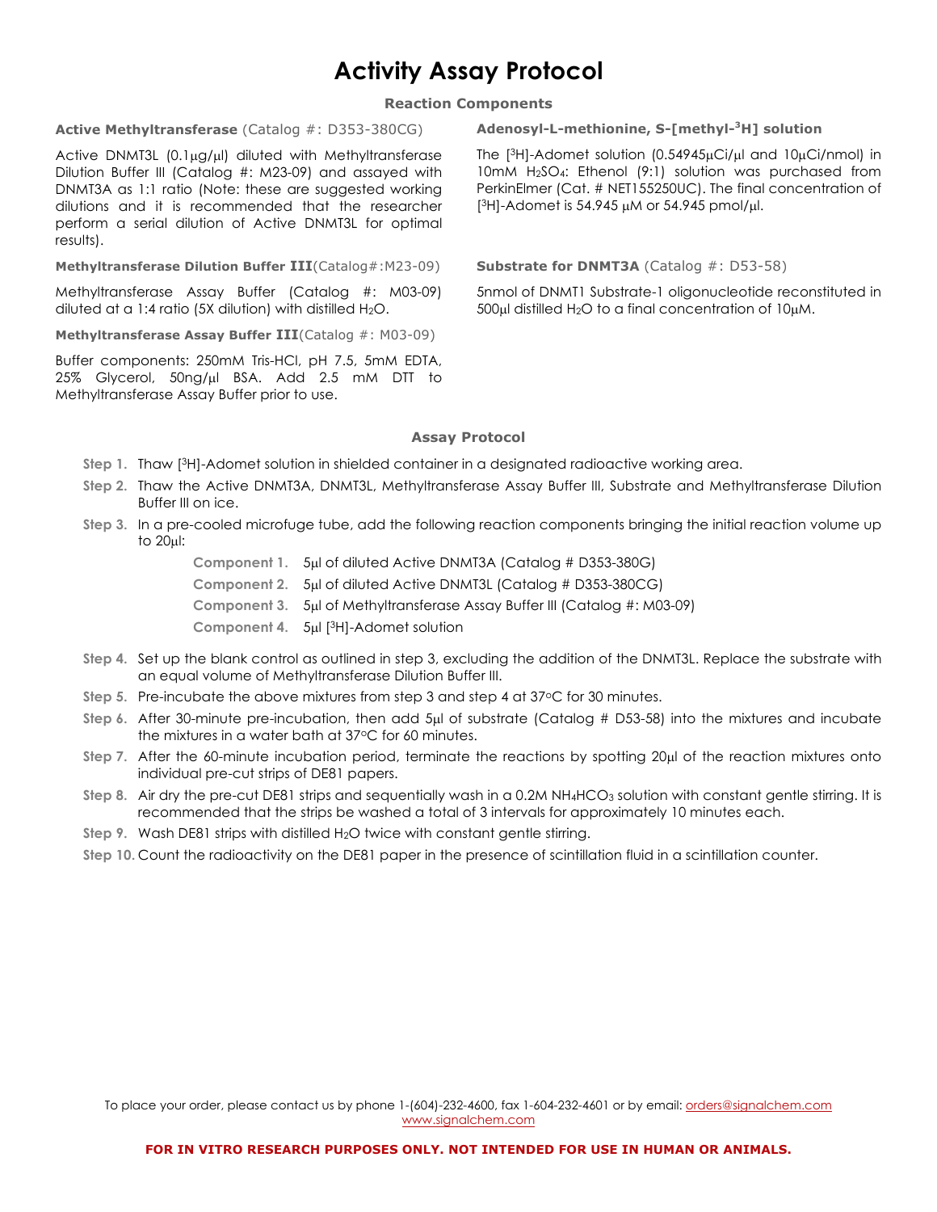# Activity Assay Protocol

## Reaction Components

**Active Methyltransferase** (Catalog #: D353-380CG)

Active DNMT3L (0.1µg/µl) diluted with Methyltransferase Dilution Buffer III (Catalog #: M23-09) and assayed with DNMT3A as 1:1 ratio (Note: these are suggested working dilutions and it is recommended that the researcher perform a serial dilution of Active DNMT3L for optimal results).

**Methyltransferase Dilution Buffer III** (Catalog#:M23-09)

Methyltransferase Assay Buffer (Catalog #: M03-09) diluted at a 1:4 ratio (5X dilution) with distilled $H_2O$.

**Methyltransferase Assay Buffer III** (Catalog #: M03-09)

Buffer components: 250mM Tris-HCl, pH 7.5, 5mM EDTA, 25% Glycerol, 50ng/µl BSA. Add 2.5 mM DTT to Methyltransferase Assay Buffer prior to use.

**Adenosyl-L-methionine, S-[methyl-$^3$H] solution**

The [$^3$H]-Adomet solution (0.54945µCi/µl and 10µCi/nmol) in 10mM $H_2SO_4$: Ethenol (9:1) solution was purchased from PerkinElmer (Cat. # NET155250UC). The final concentration of [$^3$H]-Adomet is 54.945 µM or 54.945 pmol/µl.

**Substrate for DNMT3A** (Catalog #: D53-58)

5nmol of DNMT1 Substrate-1 oligonucleotide reconstituted in 500µl distilled $H_2O$ to a final concentration of 10µM.

## Assay Protocol

- **Step 1.** Thaw [$^3$H]-Adomet solution in shielded container in a designated radioactive working area.
- **Step 2.** Thaw the Active DNMT3A, DNMT3L, Methyltransferase Assay Buffer III, Substrate and Methyltransferase Dilution Buffer III on ice.
- **Step 3.** In a pre-cooled microfuge tube, add the following reaction components bringing the initial reaction volume up to 20µl:
  - **Component 1.** 5µl of diluted Active DNMT3A (Catalog # D353-380G)
  - **Component 2.** 5µl of diluted Active DNMT3L (Catalog # D353-380CG)
  - **Component 3.** 5µl of Methyltransferase Assay Buffer III (Catalog #: M03-09)
  - **Component 4.** 5µl [$^3$H]-Adomet solution
- **Step 4.** Set up the blank control as outlined in step 3, excluding the addition of the DNMT3L. Replace the substrate with an equal volume of Methyltransferase Dilution Buffer III.
- **Step 5.** Pre-incubate the above mixtures from step 3 and step 4 at 37°C for 30 minutes.
- **Step 6.** After 30-minute pre-incubation, then add 5µl of substrate (Catalog # D53-58) into the mixtures and incubate the mixtures in a water bath at 37°C for 60 minutes.
- **Step 7.** After the 60-minute incubation period, terminate the reactions by spotting 20µl of the reaction mixtures onto individual pre-cut strips of DE81 papers.
- **Step 8.** Air dry the pre-cut DE81 strips and sequentially wash in a 0.2M $NH_4HCO_3$ solution with constant gentle stirring. It is recommended that the strips be washed a total of 3 intervals for approximately 10 minutes each.
- **Step 9.** Wash DE81 strips with distilled $H_2O$ twice with constant gentle stirring.
- **Step 10.** Count the radioactivity on the DE81 paper in the presence of scintillation fluid in a scintillation counter.

To place your order, please contact us by phone 1-(604)-232-4600, fax 1-604-232-4601 or by email: orders@signalchem.com
www.signalchem.com

**FOR IN VITRO RESEARCH PURPOSES ONLY. NOT INTENDED FOR USE IN HUMAN OR ANIMALS.**